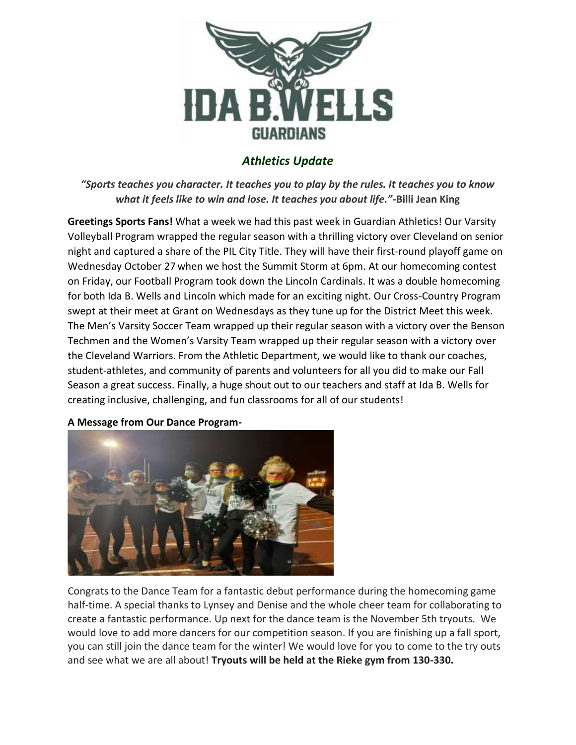# IDA B. WELLS GUARDIANS

## *Athletics Update*

***"Sports teaches you character. It teaches you to play by the rules. It teaches you to know what it feels like to win and lose. It teaches you about life."*-Billi Jean King**

**Greetings Sports Fans!** What a week we had this past week in Guardian Athletics! Our Varsity Volleyball Program wrapped the regular season with a thrilling victory over Cleveland on senior night and captured a share of the PIL City Title. They will have their first-round playoff game on Wednesday October 27 when we host the Summit Storm at 6pm. At our homecoming contest on Friday, our Football Program took down the Lincoln Cardinals. It was a double homecoming for both Ida B. Wells and Lincoln which made for an exciting night. Our Cross-Country Program swept at their meet at Grant on Wednesdays as they tune up for the District Meet this week. The Men's Varsity Soccer Team wrapped up their regular season with a victory over the Benson Techmen and the Women's Varsity Team wrapped up their regular season with a victory over the Cleveland Warriors. From the Athletic Department, we would like to thank our coaches, student-athletes, and community of parents and volunteers for all you did to make our Fall Season a great success. Finally, a huge shout out to our teachers and staff at Ida B. Wells for creating inclusive, challenging, and fun classrooms for all of our students!

**A Message from Our Dance Program-**

Congrats to the Dance Team for a fantastic debut performance during the homecoming game half-time. A special thanks to Lynsey and Denise and the whole cheer team for collaborating to create a fantastic performance. Up next for the dance team is the November 5th tryouts. We would love to add more dancers for our competition season. If you are finishing up a fall sport, you can still join the dance team for the winter! We would love for you to come to the try outs and see what we are all about! **Tryouts will be held at the Rieke gym from 130-330.**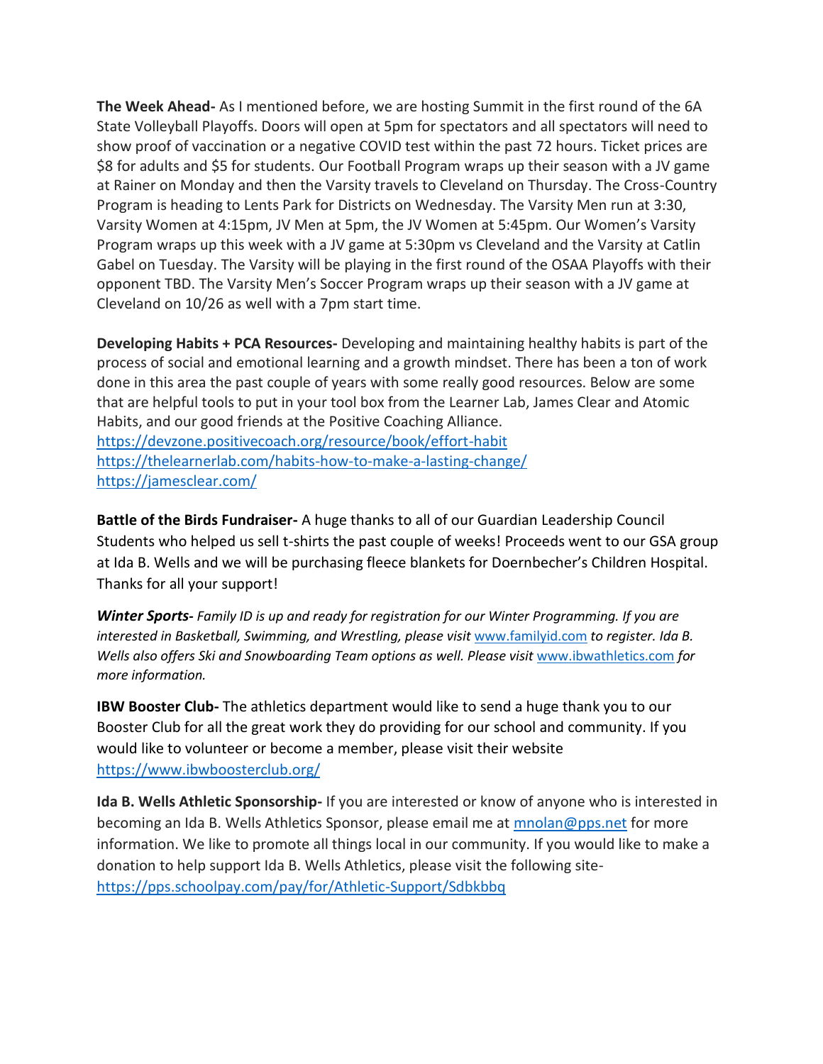**The Week Ahead-** As I mentioned before, we are hosting Summit in the first round of the 6A State Volleyball Playoffs. Doors will open at 5pm for spectators and all spectators will need to show proof of vaccination or a negative COVID test within the past 72 hours. Ticket prices are $8 for adults and $5 for students. Our Football Program wraps up their season with a JV game at Rainer on Monday and then the Varsity travels to Cleveland on Thursday. The Cross-Country Program is heading to Lents Park for Districts on Wednesday. The Varsity Men run at 3:30, Varsity Women at 4:15pm, JV Men at 5pm, the JV Women at 5:45pm. Our Women's Varsity Program wraps up this week with a JV game at 5:30pm vs Cleveland and the Varsity at Catlin Gabel on Tuesday. The Varsity will be playing in the first round of the OSAA Playoffs with their opponent TBD. The Varsity Men's Soccer Program wraps up their season with a JV game at Cleveland on 10/26 as well with a 7pm start time.

**Developing Habits + PCA Resources-** Developing and maintaining healthy habits is part of the process of social and emotional learning and a growth mindset. There has been a ton of work done in this area the past couple of years with some really good resources. Below are some that are helpful tools to put in your tool box from the Learner Lab, James Clear and Atomic Habits, and our good friends at the Positive Coaching Alliance.
https://devzone.positivecoach.org/resource/book/effort-habit
https://thelearnerlab.com/habits-how-to-make-a-lasting-change/
https://jamesclear.com/

**Battle of the Birds Fundraiser-** A huge thanks to all of our Guardian Leadership Council Students who helped us sell t-shirts the past couple of weeks! Proceeds went to our GSA group at Ida B. Wells and we will be purchasing fleece blankets for Doernbecher's Children Hospital. Thanks for all your support!

***Winter Sports-*** *Family ID is up and ready for registration for our Winter Programming. If you are interested in Basketball, Swimming, and Wrestling, please visit* www.familyid.com *to register. Ida B. Wells also offers Ski and Snowboarding Team options as well. Please visit* www.ibwathletics.com *for more information.*

**IBW Booster Club-** The athletics department would like to send a huge thank you to our Booster Club for all the great work they do providing for our school and community. If you would like to volunteer or become a member, please visit their website https://www.ibwboosterclub.org/

**Ida B. Wells Athletic Sponsorship-** If you are interested or know of anyone who is interested in becoming an Ida B. Wells Athletics Sponsor, please email me at mnolan@pps.net for more information. We like to promote all things local in our community. If you would like to make a donation to help support Ida B. Wells Athletics, please visit the following site- https://pps.schoolpay.com/pay/for/Athletic-Support/Sdbkbbq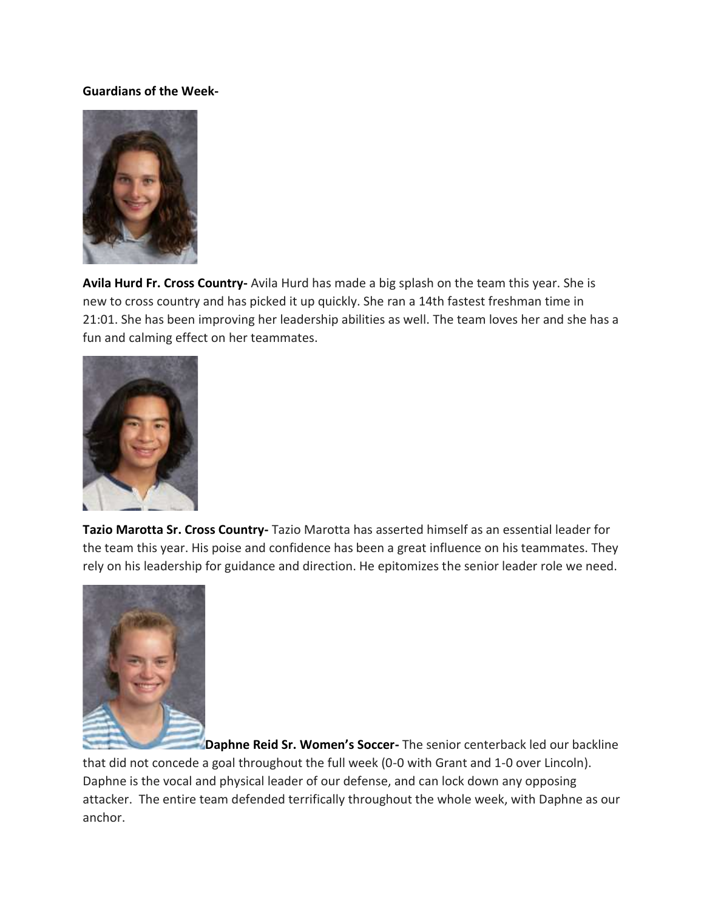**Guardians of the Week-**

**Avila Hurd Fr. Cross Country-** Avila Hurd has made a big splash on the team this year. She is new to cross country and has picked it up quickly. She ran a 14th fastest freshman time in 21:01. She has been improving her leadership abilities as well. The team loves her and she has a fun and calming effect on her teammates.

**Tazio Marotta Sr. Cross Country-** Tazio Marotta has asserted himself as an essential leader for the team this year. His poise and confidence has been a great influence on his teammates. They rely on his leadership for guidance and direction. He epitomizes the senior leader role we need.

**Daphne Reid Sr. Women's Soccer-** The senior centerback led our backline that did not concede a goal throughout the full week (0-0 with Grant and 1-0 over Lincoln). Daphne is the vocal and physical leader of our defense, and can lock down any opposing attacker. The entire team defended terrifically throughout the whole week, with Daphne as our anchor.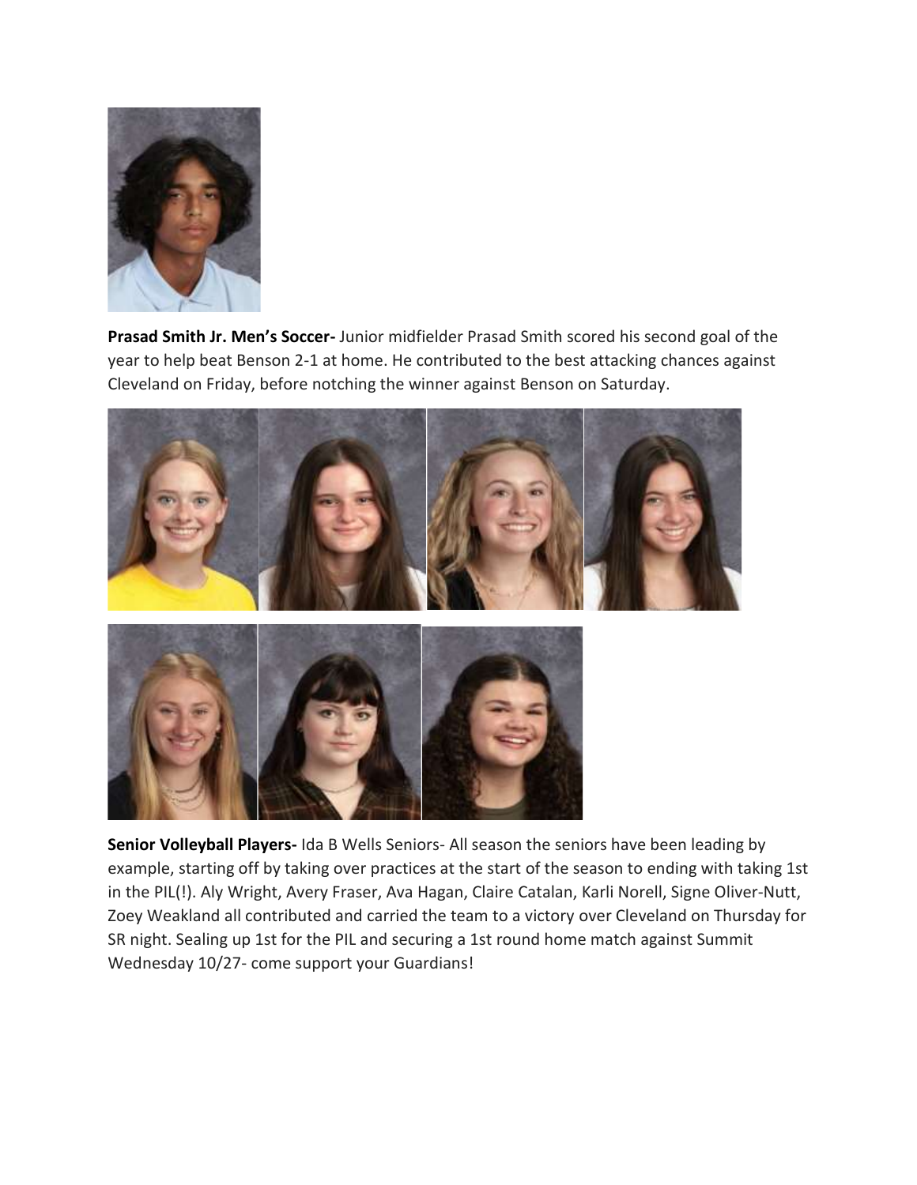**Prasad Smith Jr. Men's Soccer-** Junior midfielder Prasad Smith scored his second goal of the year to help beat Benson 2-1 at home. He contributed to the best attacking chances against Cleveland on Friday, before notching the winner against Benson on Saturday.

**Senior Volleyball Players-** Ida B Wells Seniors- All season the seniors have been leading by example, starting off by taking over practices at the start of the season to ending with taking 1st in the PIL(!). Aly Wright, Avery Fraser, Ava Hagan, Claire Catalan, Karli Norell, Signe Oliver-Nutt, Zoey Weakland all contributed and carried the team to a victory over Cleveland on Thursday for SR night. Sealing up 1st for the PIL and securing a 1st round home match against Summit Wednesday 10/27- come support your Guardians!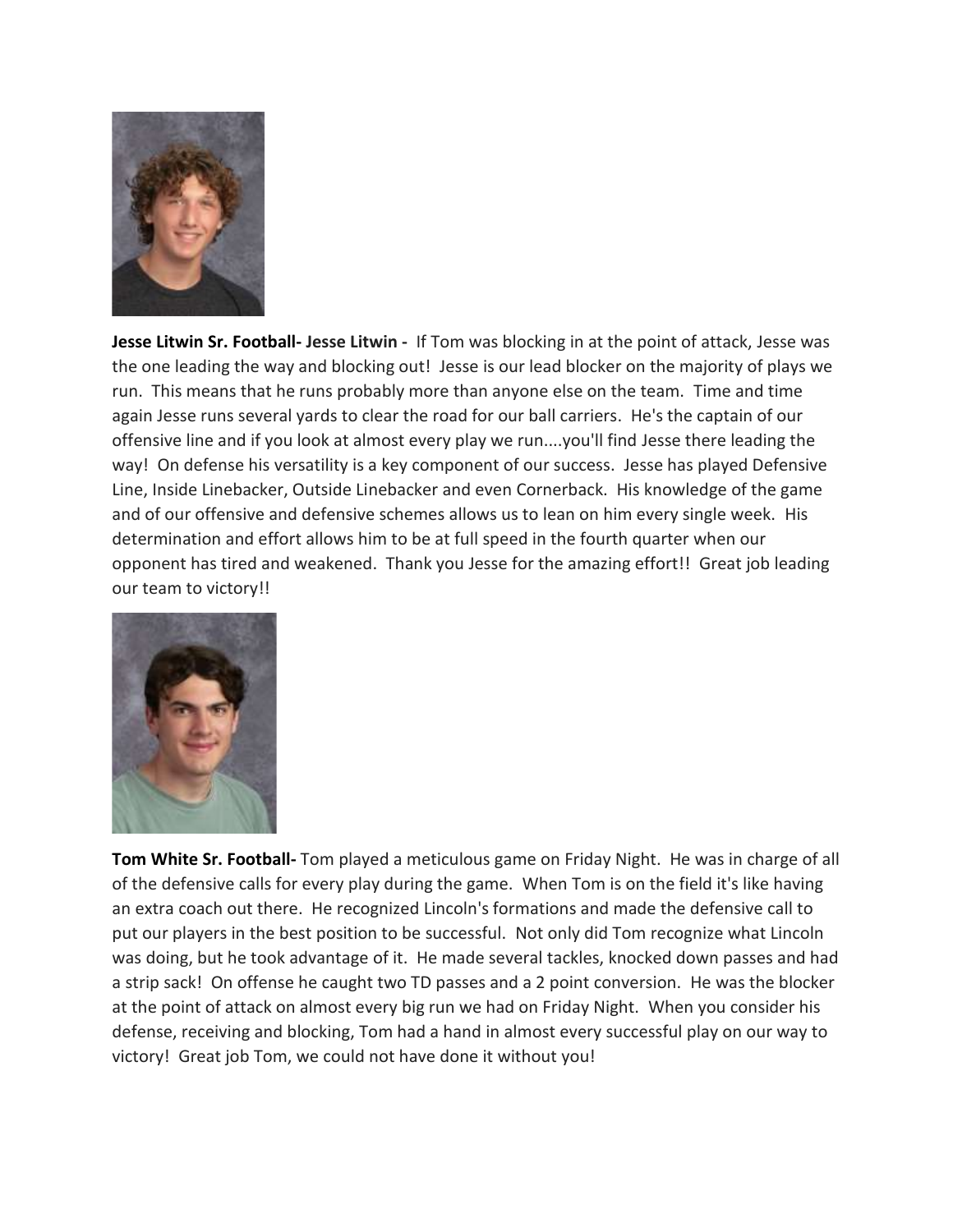**Jesse Litwin Sr. Football- Jesse Litwin -** If Tom was blocking in at the point of attack, Jesse was the one leading the way and blocking out! Jesse is our lead blocker on the majority of plays we run. This means that he runs probably more than anyone else on the team. Time and time again Jesse runs several yards to clear the road for our ball carriers. He's the captain of our offensive line and if you look at almost every play we run....you'll find Jesse there leading the way! On defense his versatility is a key component of our success. Jesse has played Defensive Line, Inside Linebacker, Outside Linebacker and even Cornerback. His knowledge of the game and of our offensive and defensive schemes allows us to lean on him every single week. His determination and effort allows him to be at full speed in the fourth quarter when our opponent has tired and weakened. Thank you Jesse for the amazing effort!! Great job leading our team to victory!!

**Tom White Sr. Football-** Tom played a meticulous game on Friday Night. He was in charge of all of the defensive calls for every play during the game. When Tom is on the field it's like having an extra coach out there. He recognized Lincoln's formations and made the defensive call to put our players in the best position to be successful. Not only did Tom recognize what Lincoln was doing, but he took advantage of it. He made several tackles, knocked down passes and had a strip sack! On offense he caught two TD passes and a 2 point conversion. He was the blocker at the point of attack on almost every big run we had on Friday Night. When you consider his defense, receiving and blocking, Tom had a hand in almost every successful play on our way to victory! Great job Tom, we could not have done it without you!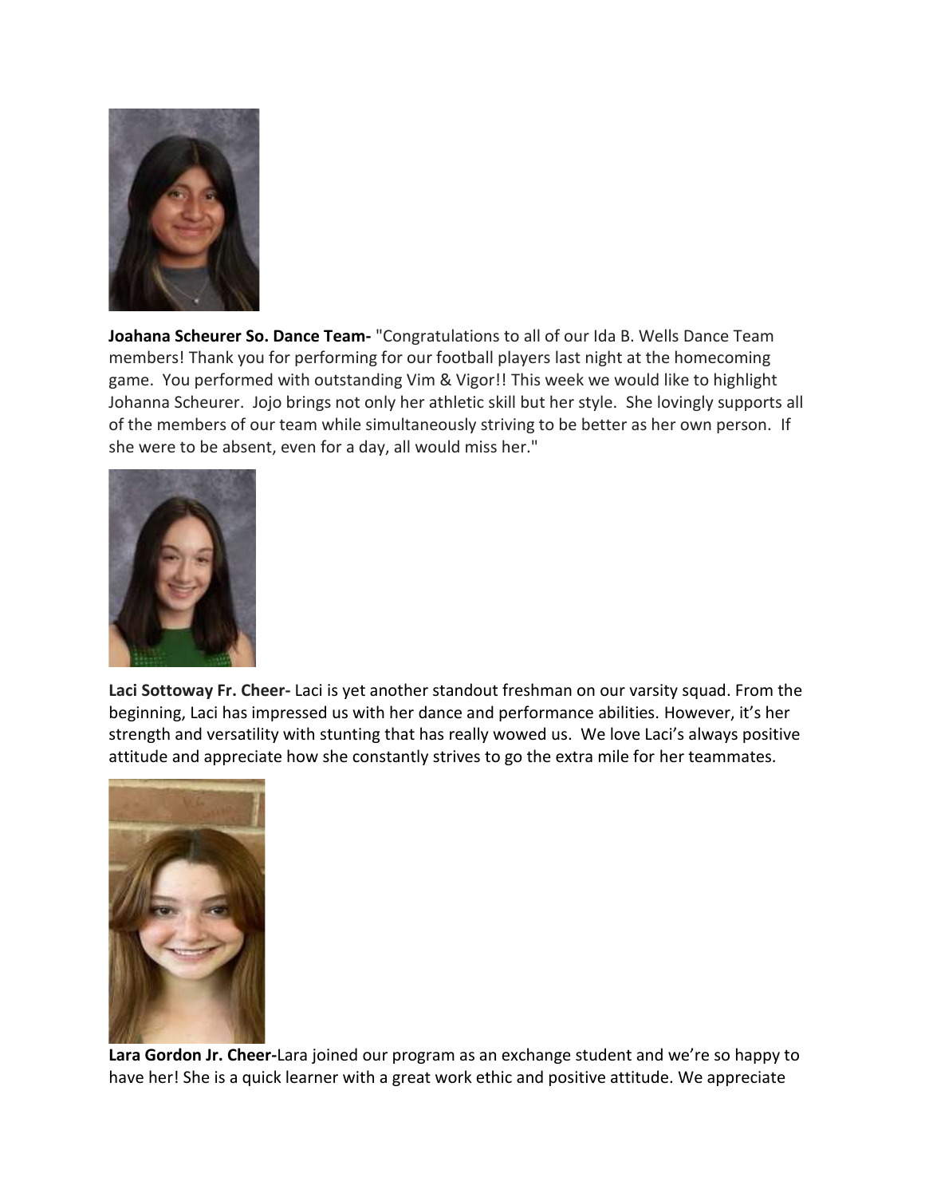**Joahana Scheurer So. Dance Team-** "Congratulations to all of our Ida B. Wells Dance Team members! Thank you for performing for our football players last night at the homecoming game. You performed with outstanding Vim & Vigor!! This week we would like to highlight Johanna Scheurer. Jojo brings not only her athletic skill but her style. She lovingly supports all of the members of our team while simultaneously striving to be better as her own person. If she were to be absent, even for a day, all would miss her."

**Laci Sottoway Fr. Cheer-** Laci is yet another standout freshman on our varsity squad. From the beginning, Laci has impressed us with her dance and performance abilities. However, it's her strength and versatility with stunting that has really wowed us. We love Laci's always positive attitude and appreciate how she constantly strives to go the extra mile for her teammates.

**Lara Gordon Jr. Cheer-**Lara joined our program as an exchange student and we're so happy to have her! She is a quick learner with a great work ethic and positive attitude. We appreciate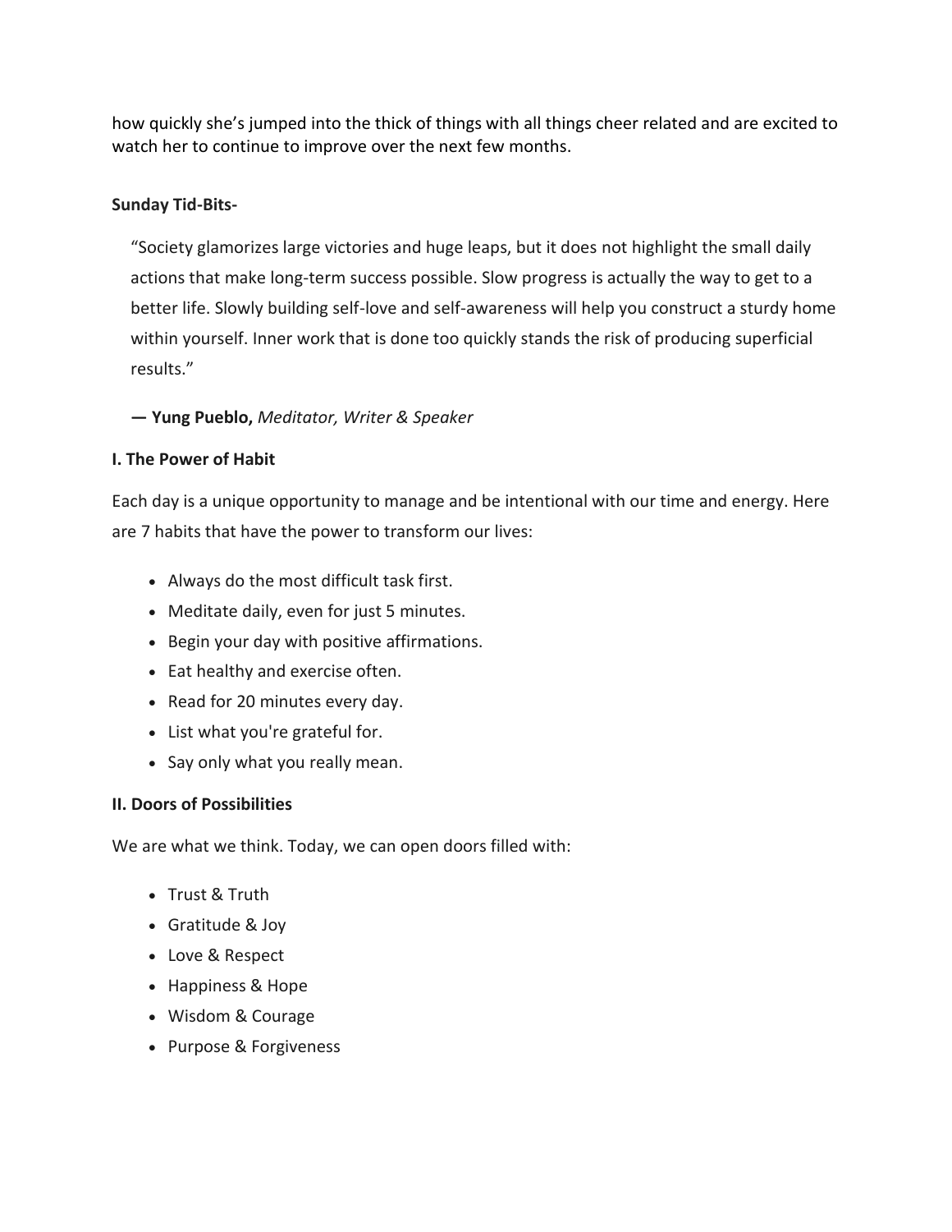how quickly she's jumped into the thick of things with all things cheer related and are excited to watch her to continue to improve over the next few months.

**Sunday Tid-Bits-**

> "Society glamorizes large victories and huge leaps, but it does not highlight the small daily actions that make long-term success possible. Slow progress is actually the way to get to a better life. Slowly building self-love and self-awareness will help you construct a sturdy home within yourself. Inner work that is done too quickly stands the risk of producing superficial results."
>
> **— Yung Pueblo,** *Meditator, Writer & Speaker*

**I. The Power of Habit**

Each day is a unique opportunity to manage and be intentional with our time and energy. Here are 7 habits that have the power to transform our lives:

- Always do the most difficult task first.
- Meditate daily, even for just 5 minutes.
- Begin your day with positive affirmations.
- Eat healthy and exercise often.
- Read for 20 minutes every day.
- List what you're grateful for.
- Say only what you really mean.

**II. Doors of Possibilities**

We are what we think. Today, we can open doors filled with:

- Trust & Truth
- Gratitude & Joy
- Love & Respect
- Happiness & Hope
- Wisdom & Courage
- Purpose & Forgiveness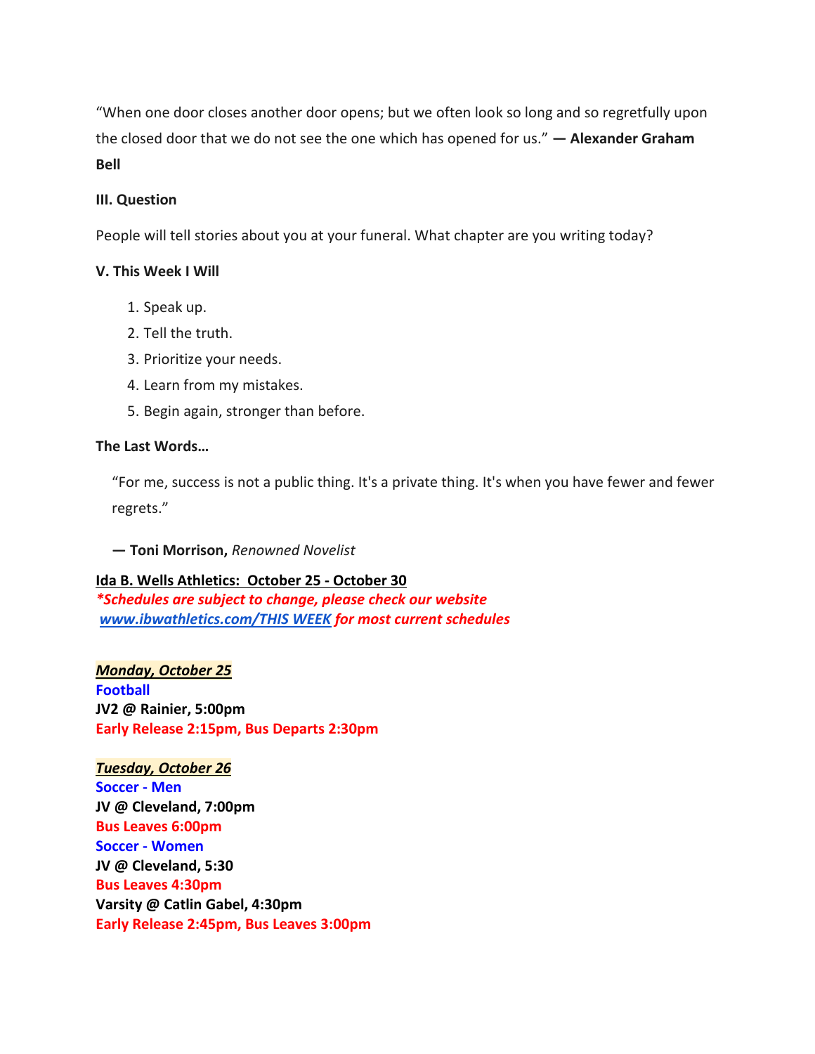"When one door closes another door opens; but we often look so long and so regretfully upon the closed door that we do not see the one which has opened for us." **— Alexander Graham Bell**

**III. Question**

People will tell stories about you at your funeral. What chapter are you writing today?

**V. This Week I Will**

1. Speak up.
2. Tell the truth.
3. Prioritize your needs.
4. Learn from my mistakes.
5. Begin again, stronger than before.

**The Last Words…**

"For me, success is not a public thing. It's a private thing. It's when you have fewer and fewer regrets."

**— Toni Morrison,** *Renowned Novelist*

**Ida B. Wells Athletics: October 25 - October 30**

***\*Schedules are subject to change, please check our website [www.ibwathletics.com/THIS WEEK](www.ibwathletics.com/THIS WEEK) for most current schedules***

***Monday, October 25***

**Football**

**JV2 @ Rainier, 5:00pm**

**Early Release 2:15pm, Bus Departs 2:30pm**

***Tuesday, October 26***

**Soccer - Men**

**JV @ Cleveland, 7:00pm**

**Bus Leaves 6:00pm**

**Soccer - Women**

**JV @ Cleveland, 5:30**

**Bus Leaves 4:30pm**

**Varsity @ Catlin Gabel, 4:30pm**

**Early Release 2:45pm, Bus Leaves 3:00pm**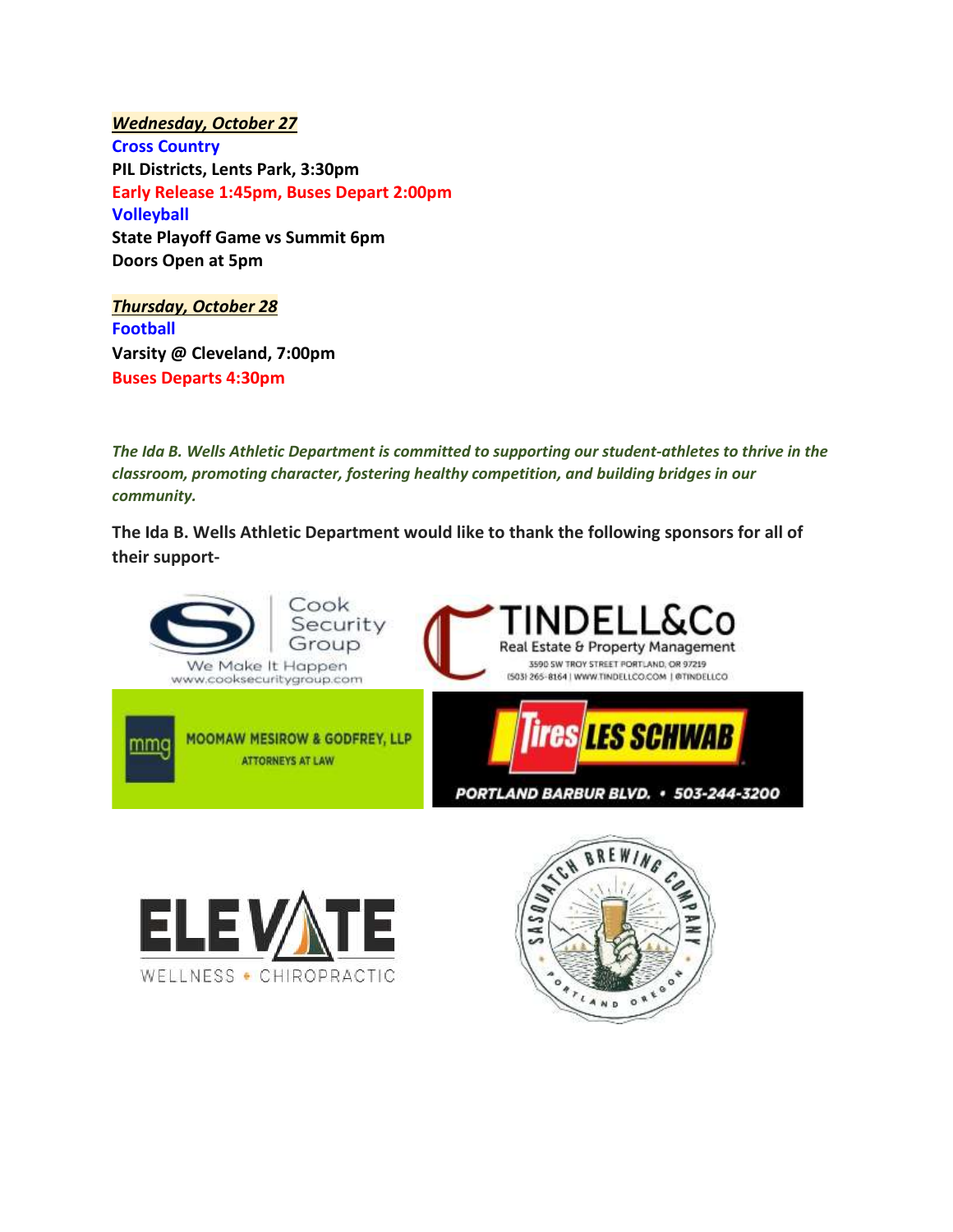***Wednesday, October 27***

**Cross Country**

**PIL Districts, Lents Park, 3:30pm**

**Early Release 1:45pm, Buses Depart 2:00pm**

**Volleyball**

**State Playoff Game vs Summit 6pm**

**Doors Open at 5pm**

***Thursday, October 28***

**Football**

**Varsity @ Cleveland, 7:00pm**

**Buses Departs 4:30pm**

***The Ida B. Wells Athletic Department is committed to supporting our student-athletes to thrive in the classroom, promoting character, fostering healthy competition, and building bridges in our community.***

**The Ida B. Wells Athletic Department would like to thank the following sponsors for all of their support-**

Cook Security Group
We Make It Happen
www.cooksecuritygroup.com

TINDELL&Co
Real Estate & Property Management
3590 SW TROY STREET PORTLAND, OR 97219
(503) 265-8164 | WWW.TINDELLCO.COM | @TINDELLCO

mmg MOOMAW MESIROW & GODFREY, LLP
ATTORNEYS AT LAW

Tires LES SCHWAB
PORTLAND BARBUR BLVD. • 503-244-3200

ELEVATE
WELLNESS • CHIROPRACTIC

SASQUATCH BREWING COMPANY
PORTLAND OREGON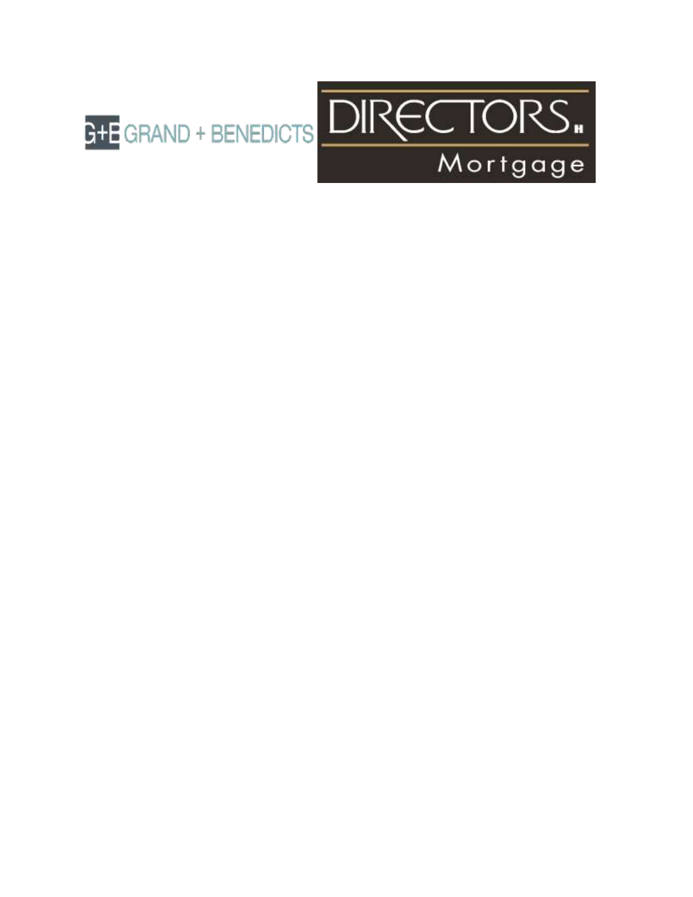G+E GRAND + BENEDICTS

DIRECTORS

Mortgage